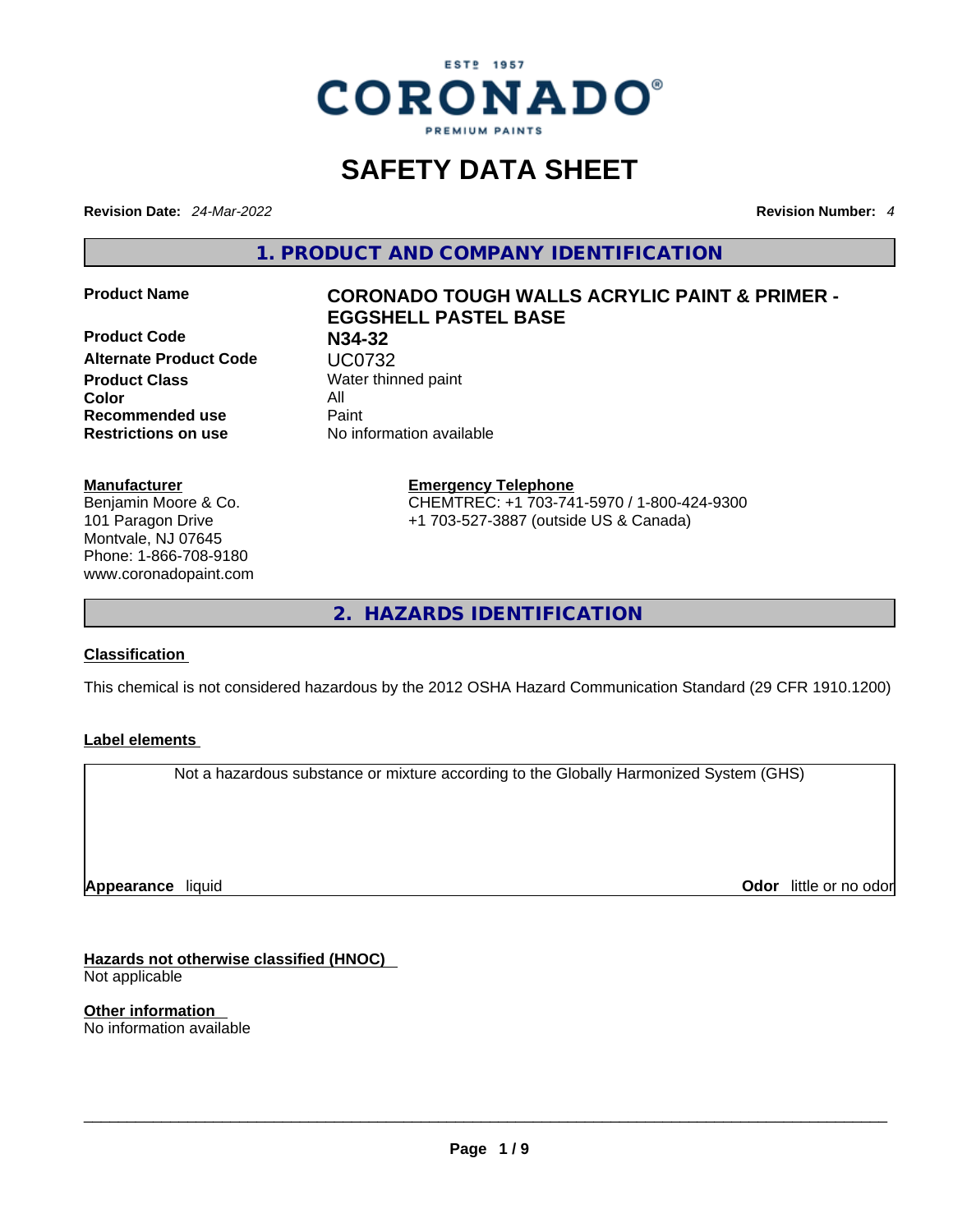ESTº 1957

CORONADO®

PREMIUM PAINTS

# SAFETY DATA SHEET

**Revision Date:** *24-Mar-2022*

**Revision Number:** *4*

## 1. PRODUCT AND COMPANY IDENTIFICATION

| | |
|---|---|
| **Product Name** | **CORONADO TOUGH WALLS ACRYLIC PAINT & PRIMER - EGGSHELL PASTEL BASE** |
| **Product Code** | **N34-32** |
| **Alternate Product Code** | UC0732 |
| **Product Class** | Water thinned paint |
| **Color** | All |
| **Recommended use** | Paint |
| **Restrictions on use** | No information available |

**Manufacturer**
Benjamin Moore & Co.
101 Paragon Drive
Montvale, NJ 07645
Phone: 1-866-708-9180
www.coronadopaint.com

**Emergency Telephone**
CHEMTREC: +1 703-741-5970 / 1-800-424-9300
+1 703-527-3887 (outside US & Canada)

## 2. HAZARDS IDENTIFICATION

**Classification**

This chemical is not considered hazardous by the 2012 OSHA Hazard Communication Standard (29 CFR 1910.1200)

**Label elements**

Not a hazardous substance or mixture according to the Globally Harmonized System (GHS)

**Appearance** liquid

**Odor** little or no odor

**Hazards not otherwise classified (HNOC)**
Not applicable

**Other information**
No information available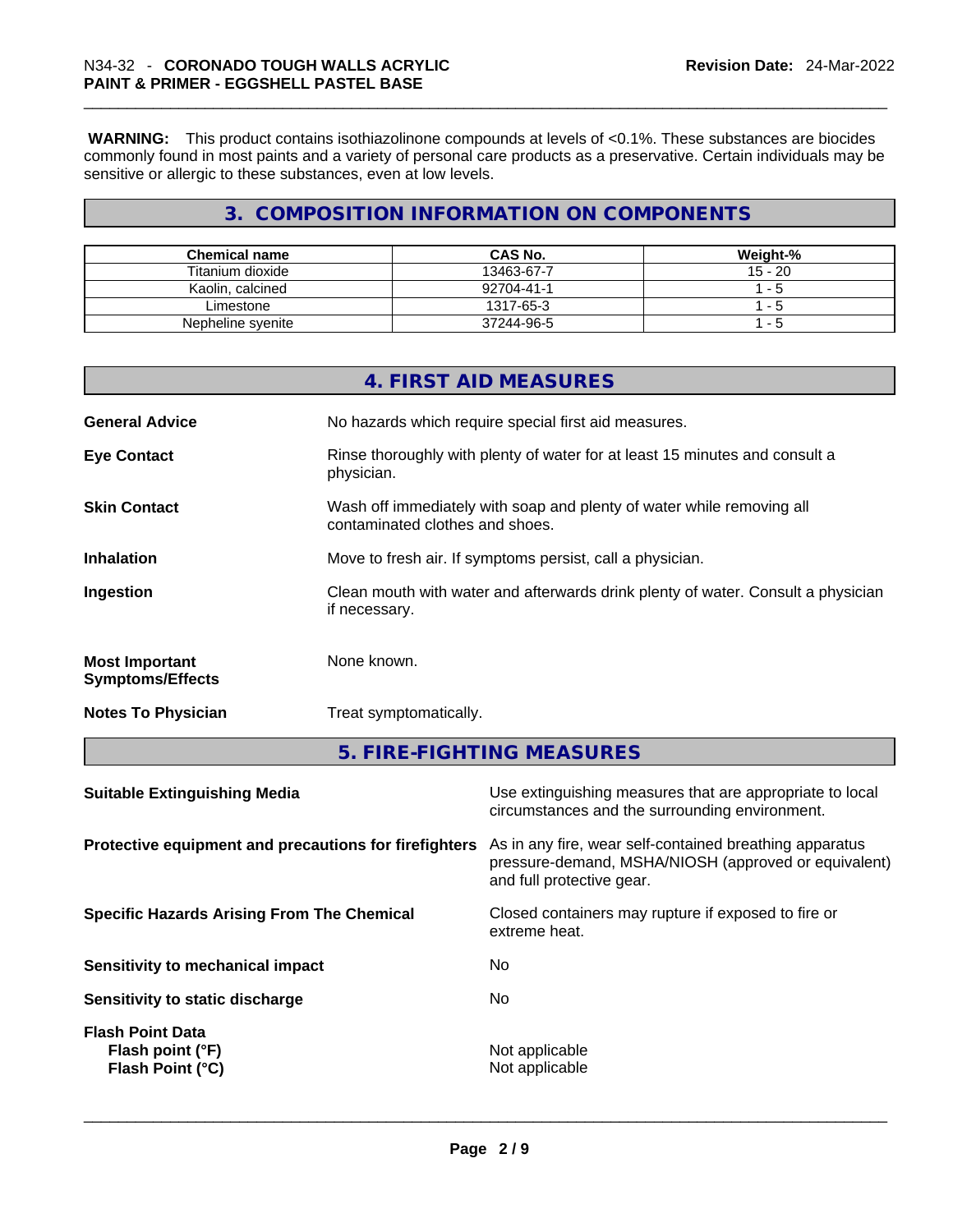**WARNING:** This product contains isothiazolinone compounds at levels of <0.1%. These substances are biocides commonly found in most paints and a variety of personal care products as a preservative. Certain individuals may be sensitive or allergic to these substances, even at low levels.

## 3. COMPOSITION INFORMATION ON COMPONENTS

| Chemical name | CAS No. | Weight-% |
|---|---|---|
| Titanium dioxide | 13463-67-7 | 15 - 20 |
| Kaolin, calcined | 92704-41-1 | 1 - 5 |
| Limestone | 1317-65-3 | 1 - 5 |
| Nepheline syenite | 37244-96-5 | 1 - 5 |

## 4. FIRST AID MEASURES

**General Advice**: No hazards which require special first aid measures.

**Eye Contact**: Rinse thoroughly with plenty of water for at least 15 minutes and consult a physician.

**Skin Contact**: Wash off immediately with soap and plenty of water while removing all contaminated clothes and shoes.

**Inhalation**: Move to fresh air. If symptoms persist, call a physician.

**Ingestion**: Clean mouth with water and afterwards drink plenty of water. Consult a physician if necessary.

**Most Important Symptoms/Effects**: None known.

**Notes To Physician**: Treat symptomatically.

## 5. FIRE-FIGHTING MEASURES

**Suitable Extinguishing Media**: Use extinguishing measures that are appropriate to local circumstances and the surrounding environment.

**Protective equipment and precautions for firefighters**: As in any fire, wear self-contained breathing apparatus pressure-demand, MSHA/NIOSH (approved or equivalent) and full protective gear.

**Specific Hazards Arising From The Chemical**: Closed containers may rupture if exposed to fire or extreme heat.

**Sensitivity to mechanical impact**: No

**Sensitivity to static discharge**: No

**Flash Point Data**
- **Flash point (°F)**: Not applicable
- **Flash Point (°C)**: Not applicable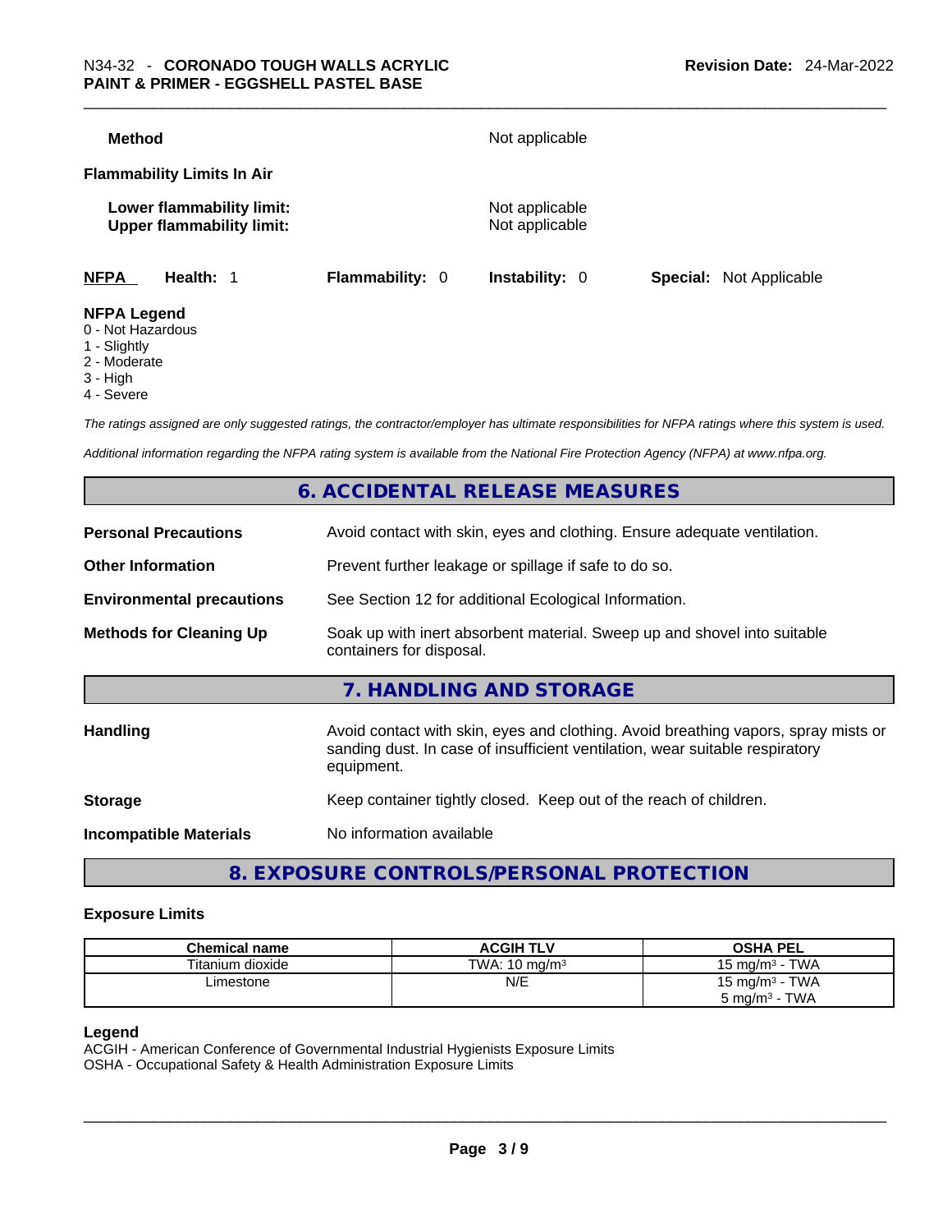**Method** Not applicable

**Flammability Limits In Air**

**Lower flammability limit:** Not applicable
**Upper flammability limit:** Not applicable

**NFPA** **Health:** 1 **Flammability:** 0 **Instability:** 0 **Special:** Not Applicable

**NFPA Legend**
0 - Not Hazardous
1 - Slightly
2 - Moderate
3 - High
4 - Severe

*The ratings assigned are only suggested ratings, the contractor/employer has ultimate responsibilities for NFPA ratings where this system is used.*

*Additional information regarding the NFPA rating system is available from the National Fire Protection Agency (NFPA) at www.nfpa.org.*

## 6. ACCIDENTAL RELEASE MEASURES

**Personal Precautions** Avoid contact with skin, eyes and clothing. Ensure adequate ventilation.

**Other Information** Prevent further leakage or spillage if safe to do so.

**Environmental precautions** See Section 12 for additional Ecological Information.

**Methods for Cleaning Up** Soak up with inert absorbent material. Sweep up and shovel into suitable containers for disposal.

## 7. HANDLING AND STORAGE

**Handling** Avoid contact with skin, eyes and clothing. Avoid breathing vapors, spray mists or sanding dust. In case of insufficient ventilation, wear suitable respiratory equipment.

**Storage** Keep container tightly closed. Keep out of the reach of children.

**Incompatible Materials** No information available

## 8. EXPOSURE CONTROLS/PERSONAL PROTECTION

### Exposure Limits

| Chemical name | ACGIH TLV | OSHA PEL |
|---|---|---|
| Titanium dioxide | TWA: 10 mg/m³ | 15 mg/m³ - TWA |
| Limestone | N/E | 15 mg/m³ - TWA<br>5 mg/m³ - TWA |

**Legend**
ACGIH - American Conference of Governmental Industrial Hygienists Exposure Limits
OSHA - Occupational Safety & Health Administration Exposure Limits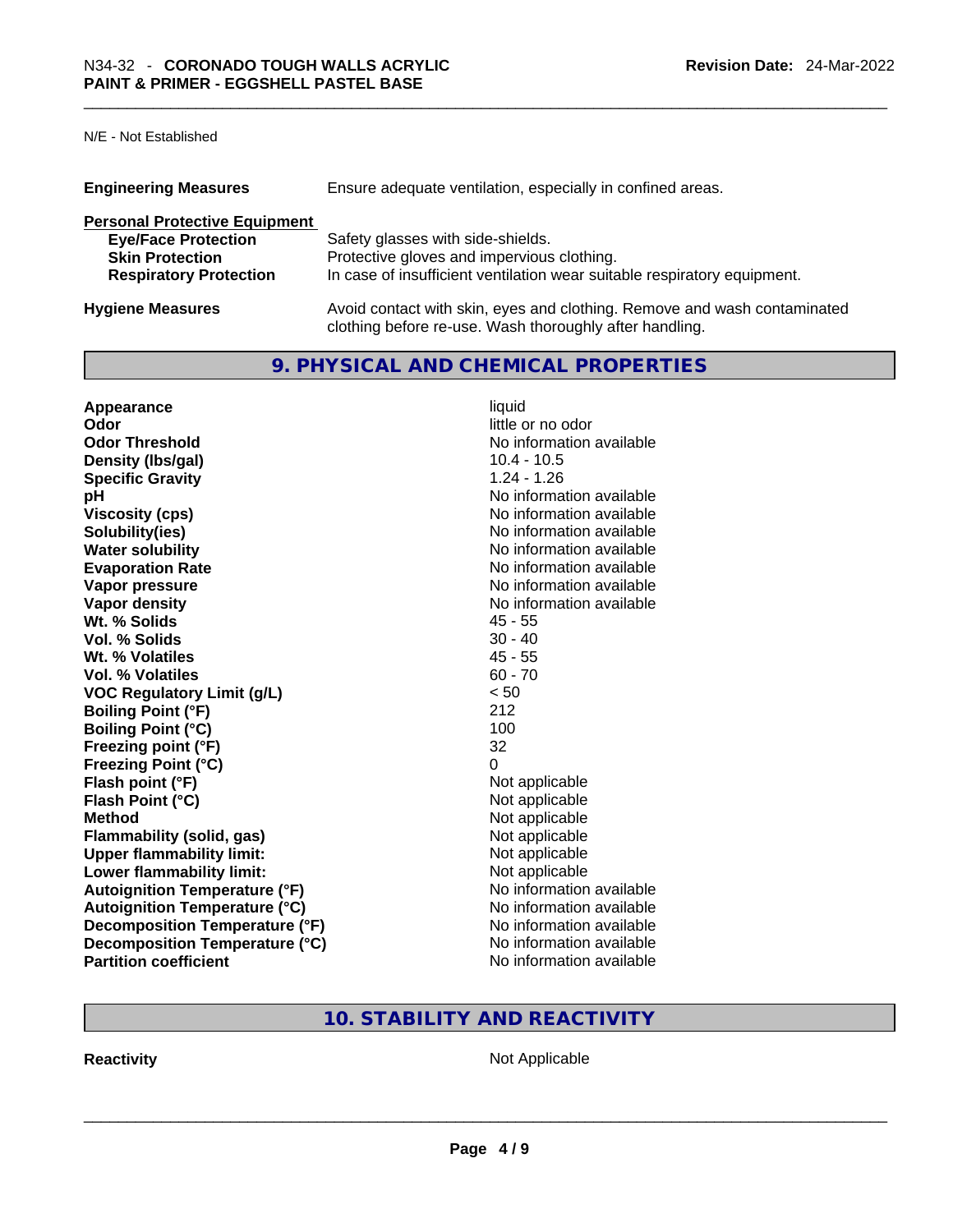N/E - Not Established

| | |
|---|---|
| **Engineering Measures** | Ensure adequate ventilation, especially in confined areas. |

**Personal Protective Equipment**

| | |
|---|---|
| **Eye/Face Protection** | Safety glasses with side-shields. |
| **Skin Protection** | Protective gloves and impervious clothing. |
| **Respiratory Protection** | In case of insufficient ventilation wear suitable respiratory equipment. |

| | |
|---|---|
| **Hygiene Measures** | Avoid contact with skin, eyes and clothing. Remove and wash contaminated clothing before re-use. Wash thoroughly after handling. |

## 9. PHYSICAL AND CHEMICAL PROPERTIES

| | |
|---|---|
| **Appearance** | liquid |
| **Odor** | little or no odor |
| **Odor Threshold** | No information available |
| **Density (lbs/gal)** | 10.4 - 10.5 |
| **Specific Gravity** | 1.24 - 1.26 |
| **pH** | No information available |
| **Viscosity (cps)** | No information available |
| **Solubility(ies)** | No information available |
| **Water solubility** | No information available |
| **Evaporation Rate** | No information available |
| **Vapor pressure** | No information available |
| **Vapor density** | No information available |
| **Wt. % Solids** | 45 - 55 |
| **Vol. % Solids** | 30 - 40 |
| **Wt. % Volatiles** | 45 - 55 |
| **Vol. % Volatiles** | 60 - 70 |
| **VOC Regulatory Limit (g/L)** | < 50 |
| **Boiling Point (°F)** | 212 |
| **Boiling Point (°C)** | 100 |
| **Freezing point (°F)** | 32 |
| **Freezing Point (°C)** | 0 |
| **Flash point (°F)** | Not applicable |
| **Flash Point (°C)** | Not applicable |
| **Method** | Not applicable |
| **Flammability (solid, gas)** | Not applicable |
| **Upper flammability limit:** | Not applicable |
| **Lower flammability limit:** | Not applicable |
| **Autoignition Temperature (°F)** | No information available |
| **Autoignition Temperature (°C)** | No information available |
| **Decomposition Temperature (°F)** | No information available |
| **Decomposition Temperature (°C)** | No information available |
| **Partition coefficient** | No information available |

## 10. STABILITY AND REACTIVITY

| | |
|---|---|
| **Reactivity** | Not Applicable |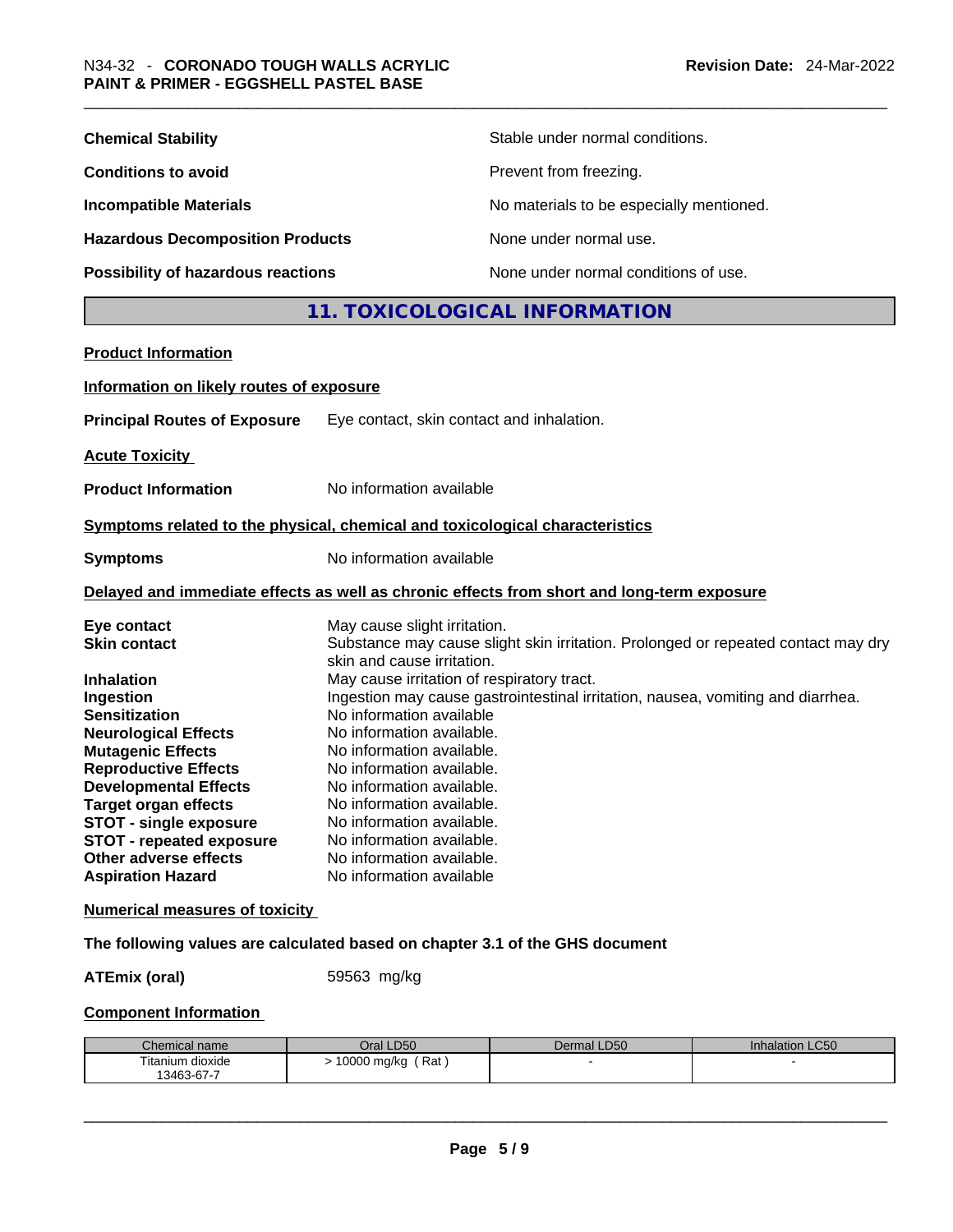| | |
|---|---|
| **Chemical Stability** | Stable under normal conditions. |
| **Conditions to avoid** | Prevent from freezing. |
| **Incompatible Materials** | No materials to be especially mentioned. |
| **Hazardous Decomposition Products** | None under normal use. |
| **Possibility of hazardous reactions** | None under normal conditions of use. |

## 11. TOXICOLOGICAL INFORMATION

**Product Information**

**Information on likely routes of exposure**

**Principal Routes of Exposure** Eye contact, skin contact and inhalation.

**Acute Toxicity**

**Product Information** No information available

**Symptoms related to the physical, chemical and toxicological characteristics**

**Symptoms** No information available

**Delayed and immediate effects as well as chronic effects from short and long-term exposure**

| | |
|---|---|
| **Eye contact** | May cause slight irritation. |
| **Skin contact** | Substance may cause slight skin irritation. Prolonged or repeated contact may dry skin and cause irritation. |
| **Inhalation** | May cause irritation of respiratory tract. |
| **Ingestion** | Ingestion may cause gastrointestinal irritation, nausea, vomiting and diarrhea. |
| **Sensitization** | No information available |
| **Neurological Effects** | No information available. |
| **Mutagenic Effects** | No information available. |
| **Reproductive Effects** | No information available. |
| **Developmental Effects** | No information available. |
| **Target organ effects** | No information available. |
| **STOT - single exposure** | No information available. |
| **STOT - repeated exposure** | No information available. |
| **Other adverse effects** | No information available. |
| **Aspiration Hazard** | No information available |

**Numerical measures of toxicity**

**The following values are calculated based on chapter 3.1 of the GHS document**

**ATEmix (oral)** 59563 mg/kg

**Component Information**

| Chemical name | Oral LD50 | Dermal LD50 | Inhalation LC50 |
|---|---|---|---|
| Titanium dioxide 13463-67-7 | > 10000 mg/kg ( Rat ) | - | - |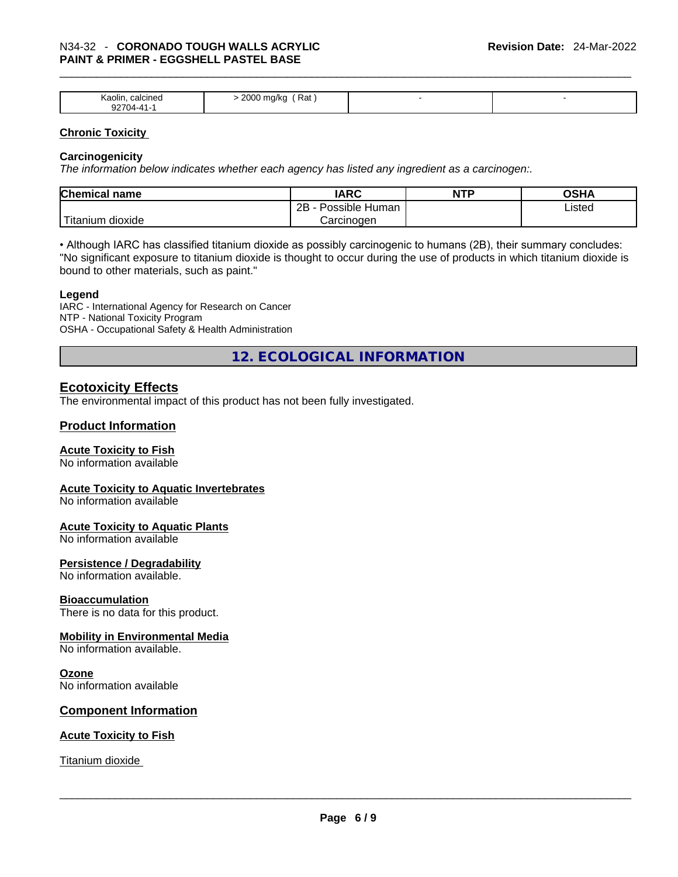| Kaolin, calcined 92704-41-1 | > 2000 mg/kg ( Rat ) | - | - |
|---|---|---|---|

**Chronic Toxicity**

**Carcinogenicity**

*The information below indicates whether each agency has listed any ingredient as a carcinogen:.*

| Chemical name | IARC | NTP | OSHA |
|---|---|---|---|
| Titanium dioxide | 2B - Possible Human Carcinogen | | Listed |

• Although IARC has classified titanium dioxide as possibly carcinogenic to humans (2B), their summary concludes: "No significant exposure to titanium dioxide is thought to occur during the use of products in which titanium dioxide is bound to other materials, such as paint."

**Legend**

IARC - International Agency for Research on Cancer
NTP - National Toxicity Program
OSHA - Occupational Safety & Health Administration

## 12. ECOLOGICAL INFORMATION

### Ecotoxicity Effects

The environmental impact of this product has not been fully investigated.

### Product Information

**Acute Toxicity to Fish**

No information available

**Acute Toxicity to Aquatic Invertebrates**

No information available

**Acute Toxicity to Aquatic Plants**

No information available

**Persistence / Degradability**

No information available.

**Bioaccumulation**

There is no data for this product.

**Mobility in Environmental Media**

No information available.

**Ozone**

No information available

### Component Information

**Acute Toxicity to Fish**

Titanium dioxide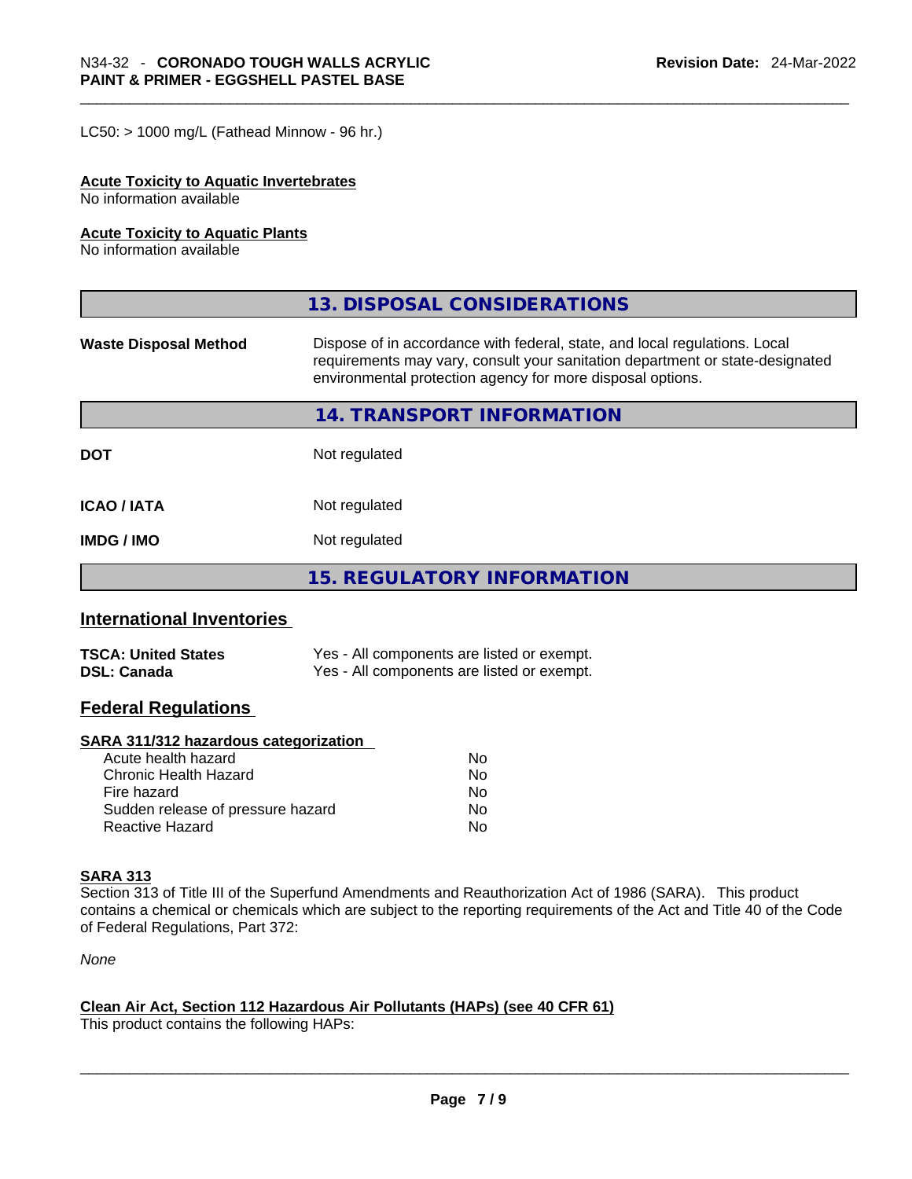LC50: > 1000 mg/L (Fathead Minnow - 96 hr.)

**Acute Toxicity to Aquatic Invertebrates**
No information available

**Acute Toxicity to Aquatic Plants**
No information available

## 13. DISPOSAL CONSIDERATIONS

| | |
|---|---|
| **Waste Disposal Method** | Dispose of in accordance with federal, state, and local regulations. Local requirements may vary, consult your sanitation department or state-designated environmental protection agency for more disposal options. |

## 14. TRANSPORT INFORMATION

| | |
|---|---|
| **DOT** | Not regulated |
| **ICAO / IATA** | Not regulated |
| **IMDG / IMO** | Not regulated |

## 15. REGULATORY INFORMATION

### International Inventories

| | |
|---|---|
| **TSCA: United States** | Yes - All components are listed or exempt. |
| **DSL: Canada** | Yes - All components are listed or exempt. |

### Federal Regulations

**SARA 311/312 hazardous categorization**

| | |
|---|---|
| Acute health hazard | No |
| Chronic Health Hazard | No |
| Fire hazard | No |
| Sudden release of pressure hazard | No |
| Reactive Hazard | No |

**SARA 313**
Section 313 of Title III of the Superfund Amendments and Reauthorization Act of 1986 (SARA). This product contains a chemical or chemicals which are subject to the reporting requirements of the Act and Title 40 of the Code of Federal Regulations, Part 372:

*None*

**Clean Air Act, Section 112 Hazardous Air Pollutants (HAPs) (see 40 CFR 61)**
This product contains the following HAPs: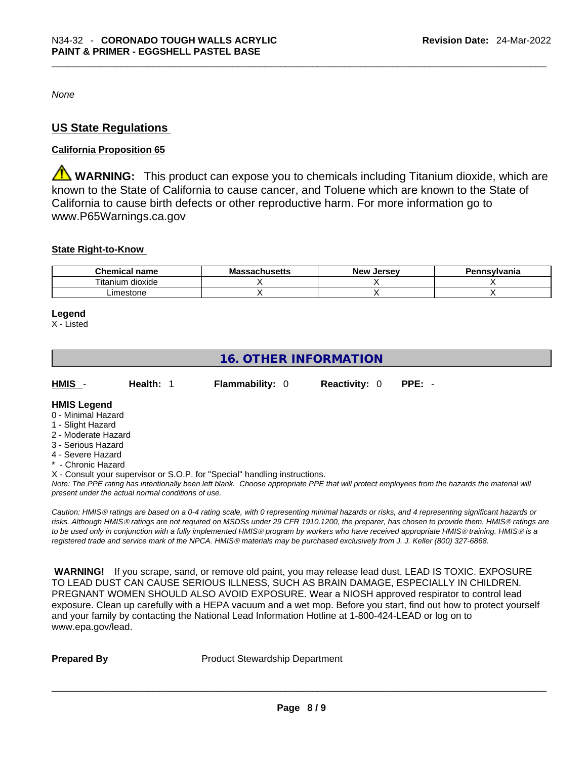*None*

## US State Regulations

**California Proposition 65**

⚠ **WARNING:** This product can expose you to chemicals including Titanium dioxide, which are known to the State of California to cause cancer, and Toluene which are known to the State of California to cause birth defects or other reproductive harm. For more information go to www.P65Warnings.ca.gov

**State Right-to-Know**

| Chemical name | Massachusetts | New Jersey | Pennsylvania |
|---|---|---|---|
| Titanium dioxide | X | X | X |
| Limestone | X | X | X |

**Legend**
X - Listed

## 16. OTHER INFORMATION

| HMIS - | Health: 1 | Flammability: 0 | Reactivity: 0 | PPE: - |
|---|---|---|---|---|

**HMIS Legend**
0 - Minimal Hazard
1 - Slight Hazard
2 - Moderate Hazard
3 - Serious Hazard
4 - Severe Hazard
* - Chronic Hazard
X - Consult your supervisor or S.O.P. for "Special" handling instructions.

*Note: The PPE rating has intentionally been left blank. Choose appropriate PPE that will protect employees from the hazards the material will present under the actual normal conditions of use.*

*Caution: HMIS® ratings are based on a 0-4 rating scale, with 0 representing minimal hazards or risks, and 4 representing significant hazards or risks. Although HMIS® ratings are not required on MSDSs under 29 CFR 1910.1200, the preparer, has chosen to provide them. HMIS® ratings are to be used only in conjunction with a fully implemented HMIS® program by workers who have received appropriate HMIS® training. HMIS® is a registered trade and service mark of the NPCA. HMIS® materials may be purchased exclusively from J. J. Keller (800) 327-6868.*

**WARNING!** If you scrape, sand, or remove old paint, you may release lead dust. LEAD IS TOXIC. EXPOSURE TO LEAD DUST CAN CAUSE SERIOUS ILLNESS, SUCH AS BRAIN DAMAGE, ESPECIALLY IN CHILDREN. PREGNANT WOMEN SHOULD ALSO AVOID EXPOSURE. Wear a NIOSH approved respirator to control lead exposure. Clean up carefully with a HEPA vacuum and a wet mop. Before you start, find out how to protect yourself and your family by contacting the National Lead Information Hotline at 1-800-424-LEAD or log on to www.epa.gov/lead.

**Prepared By** Product Stewardship Department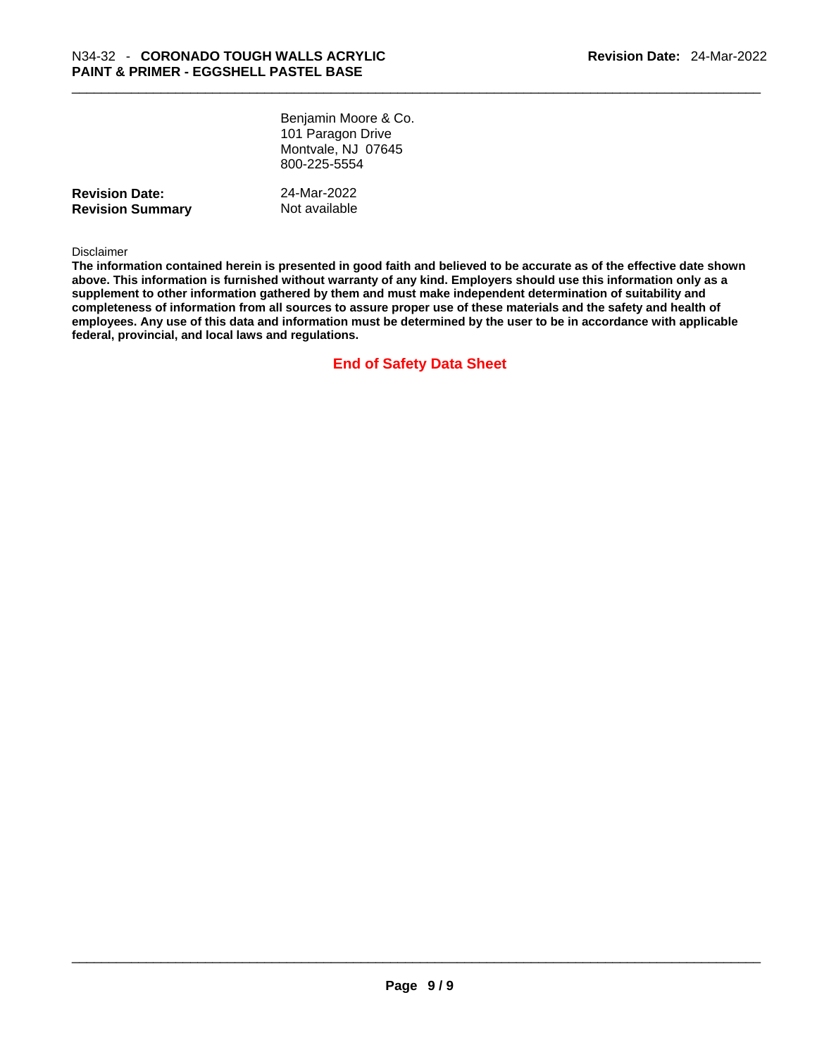Benjamin Moore & Co.
101 Paragon Drive
Montvale, NJ 07645
800-225-5554

| | |
|---|---|
| **Revision Date:** | 24-Mar-2022 |
| **Revision Summary** | Not available |

Disclaimer

**The information contained herein is presented in good faith and believed to be accurate as of the effective date shown above. This information is furnished without warranty of any kind. Employers should use this information only as a supplement to other information gathered by them and must make independent determination of suitability and completeness of information from all sources to assure proper use of these materials and the safety and health of employees. Any use of this data and information must be determined by the user to be in accordance with applicable federal, provincial, and local laws and regulations.**

**End of Safety Data Sheet**